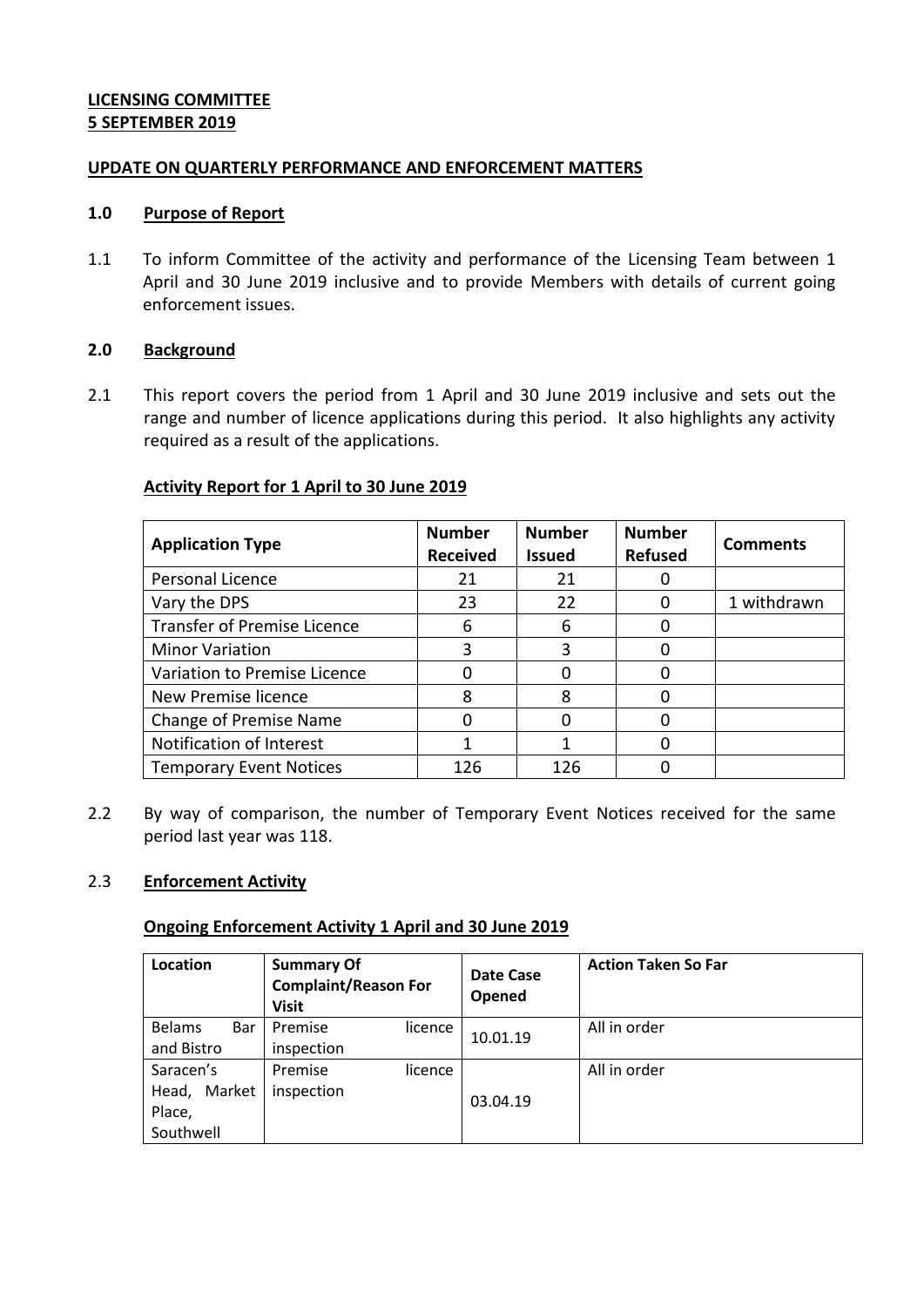**LICENSING COMMITTEE**
**5 SEPTEMBER 2019**

**UPDATE ON QUARTERLY PERFORMANCE AND ENFORCEMENT MATTERS**

## 1.0 Purpose of Report

1.1 To inform Committee of the activity and performance of the Licensing Team between 1 April and 30 June 2019 inclusive and to provide Members with details of current going enforcement issues.

## 2.0 Background

2.1 This report covers the period from 1 April and 30 June 2019 inclusive and sets out the range and number of licence applications during this period. It also highlights any activity required as a result of the applications.

**Activity Report for 1 April to 30 June 2019**

| Application Type | Number Received | Number Issued | Number Refused | Comments |
|---|---|---|---|---|
| Personal Licence | 21 | 21 | 0 | |
| Vary the DPS | 23 | 22 | 0 | 1 withdrawn |
| Transfer of Premise Licence | 6 | 6 | 0 | |
| Minor Variation | 3 | 3 | 0 | |
| Variation to Premise Licence | 0 | 0 | 0 | |
| New Premise licence | 8 | 8 | 0 | |
| Change of Premise Name | 0 | 0 | 0 | |
| Notification of Interest | 1 | 1 | 0 | |
| Temporary Event Notices | 126 | 126 | 0 | |

2.2 By way of comparison, the number of Temporary Event Notices received for the same period last year was 118.

2.3 **Enforcement Activity**

**Ongoing Enforcement Activity 1 April and 30 June 2019**

| Location | Summary Of Complaint/Reason For Visit | Date Case Opened | Action Taken So Far |
|---|---|---|---|
| Belams Bar and Bistro | Premise licence inspection | 10.01.19 | All in order |
| Saracen's Head, Market Place, Southwell | Premise licence inspection | 03.04.19 | All in order |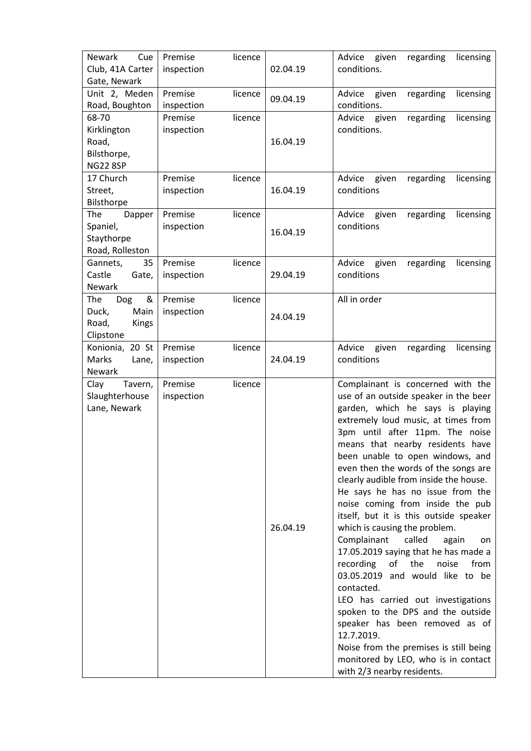| Newark Cue Club, 41A Carter Gate, Newark | Premise licence inspection | 02.04.19 | Advice given regarding licensing conditions. |
|---|---|---|---|
| Unit 2, Meden Road, Boughton | Premise licence inspection | 09.04.19 | Advice given regarding licensing conditions. |
| 68-70 Kirklington Road, Bilsthorpe, NG22 8SP | Premise licence inspection | 16.04.19 | Advice given regarding licensing conditions. |
| 17 Church Street, Bilsthorpe | Premise licence inspection | 16.04.19 | Advice given regarding licensing conditions |
| The Dapper Spaniel, Staythorpe Road, Rolleston | Premise licence inspection | 16.04.19 | Advice given regarding licensing conditions |
| Gannets, 35 Castle Gate, Newark | Premise licence inspection | 29.04.19 | Advice given regarding licensing conditions |
| The Dog & Duck, Main Road, Kings Clipstone | Premise licence inspection | 24.04.19 | All in order |
| Konionia, 20 St Marks Lane, Newark | Premise licence inspection | 24.04.19 | Advice given regarding licensing conditions |
| Clay Tavern, Slaughterhouse Lane, Newark | Premise licence inspection | 26.04.19 | Complainant is concerned with the use of an outside speaker in the beer garden, which he says is playing extremely loud music, at times from 3pm until after 11pm. The noise means that nearby residents have been unable to open windows, and even then the words of the songs are clearly audible from inside the house. He says he has no issue from the noise coming from inside the pub itself, but it is this outside speaker which is causing the problem. Complainant called again on 17.05.2019 saying that he has made a recording of the noise from 03.05.2019 and would like to be contacted. LEO has carried out investigations spoken to the DPS and the outside speaker has been removed as of 12.7.2019. Noise from the premises is still being monitored by LEO, who is in contact with 2/3 nearby residents. |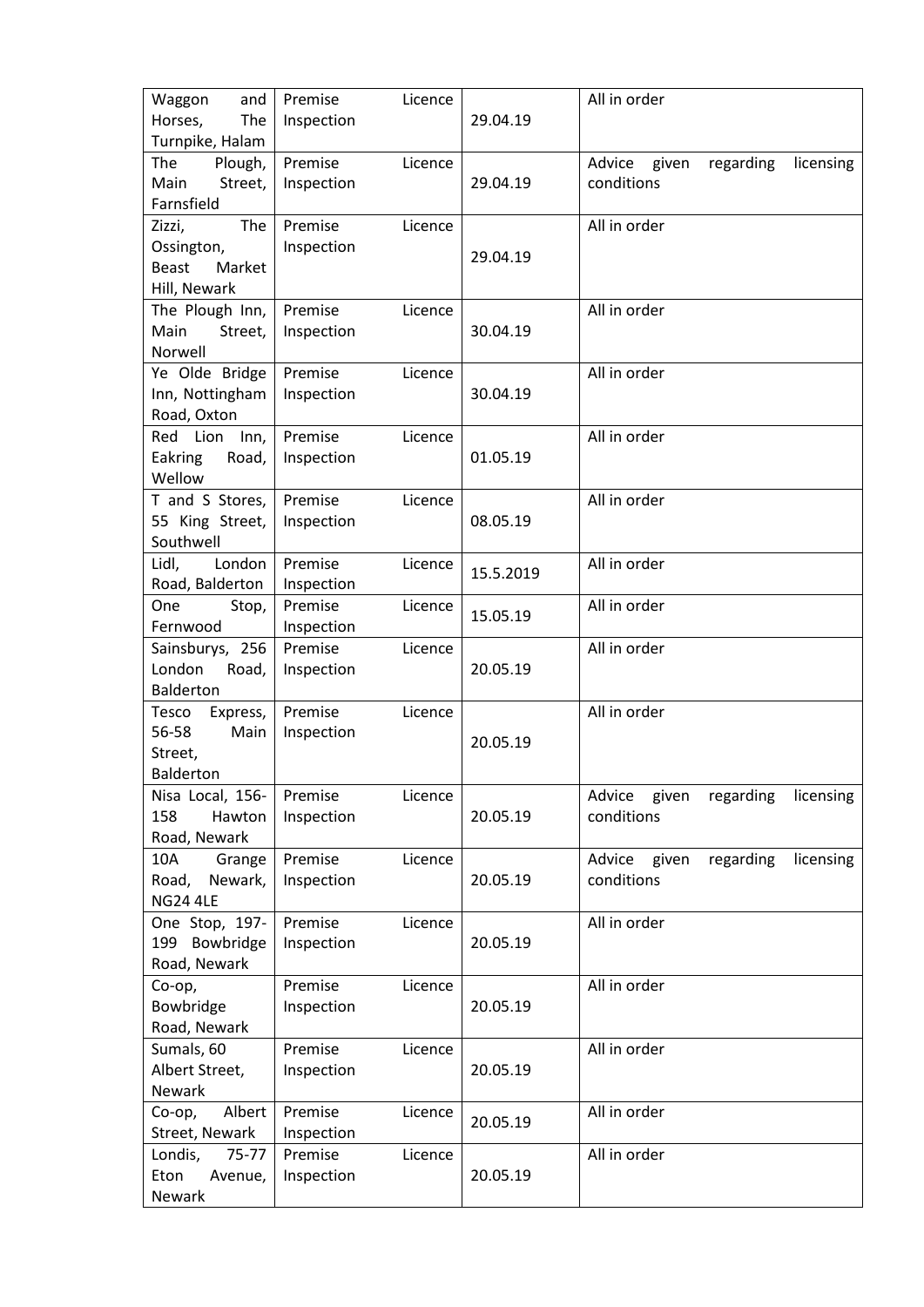| Waggon and Horses, The Turnpike, Halam | Premise Licence Inspection | 29.04.19 | All in order |
|---|---|---|---|
| The Plough, Main Street, Farnsfield | Premise Licence Inspection | 29.04.19 | Advice given regarding licensing conditions |
| Zizzi, The Ossington, Beast Market Hill, Newark | Premise Licence Inspection | 29.04.19 | All in order |
| The Plough Inn, Main Street, Norwell | Premise Licence Inspection | 30.04.19 | All in order |
| Ye Olde Bridge Inn, Nottingham Road, Oxton | Premise Licence Inspection | 30.04.19 | All in order |
| Red Lion Inn, Eakring Road, Wellow | Premise Licence Inspection | 01.05.19 | All in order |
| T and S Stores, 55 King Street, Southwell | Premise Licence Inspection | 08.05.19 | All in order |
| Lidl, London Road, Balderton | Premise Licence Inspection | 15.5.2019 | All in order |
| One Stop, Fernwood | Premise Licence Inspection | 15.05.19 | All in order |
| Sainsburys, 256 London Road, Balderton | Premise Licence Inspection | 20.05.19 | All in order |
| Tesco Express, 56-58 Main Street, Balderton | Premise Licence Inspection | 20.05.19 | All in order |
| Nisa Local, 156-158 Hawton Road, Newark | Premise Licence Inspection | 20.05.19 | Advice given regarding licensing conditions |
| 10A Grange Road, Newark, NG24 4LE | Premise Licence Inspection | 20.05.19 | Advice given regarding licensing conditions |
| One Stop, 197-199 Bowbridge Road, Newark | Premise Licence Inspection | 20.05.19 | All in order |
| Co-op, Bowbridge Road, Newark | Premise Licence Inspection | 20.05.19 | All in order |
| Sumals, 60 Albert Street, Newark | Premise Licence Inspection | 20.05.19 | All in order |
| Co-op, Albert Street, Newark | Premise Licence Inspection | 20.05.19 | All in order |
| Londis, 75-77 Eton Avenue, Newark | Premise Licence Inspection | 20.05.19 | All in order |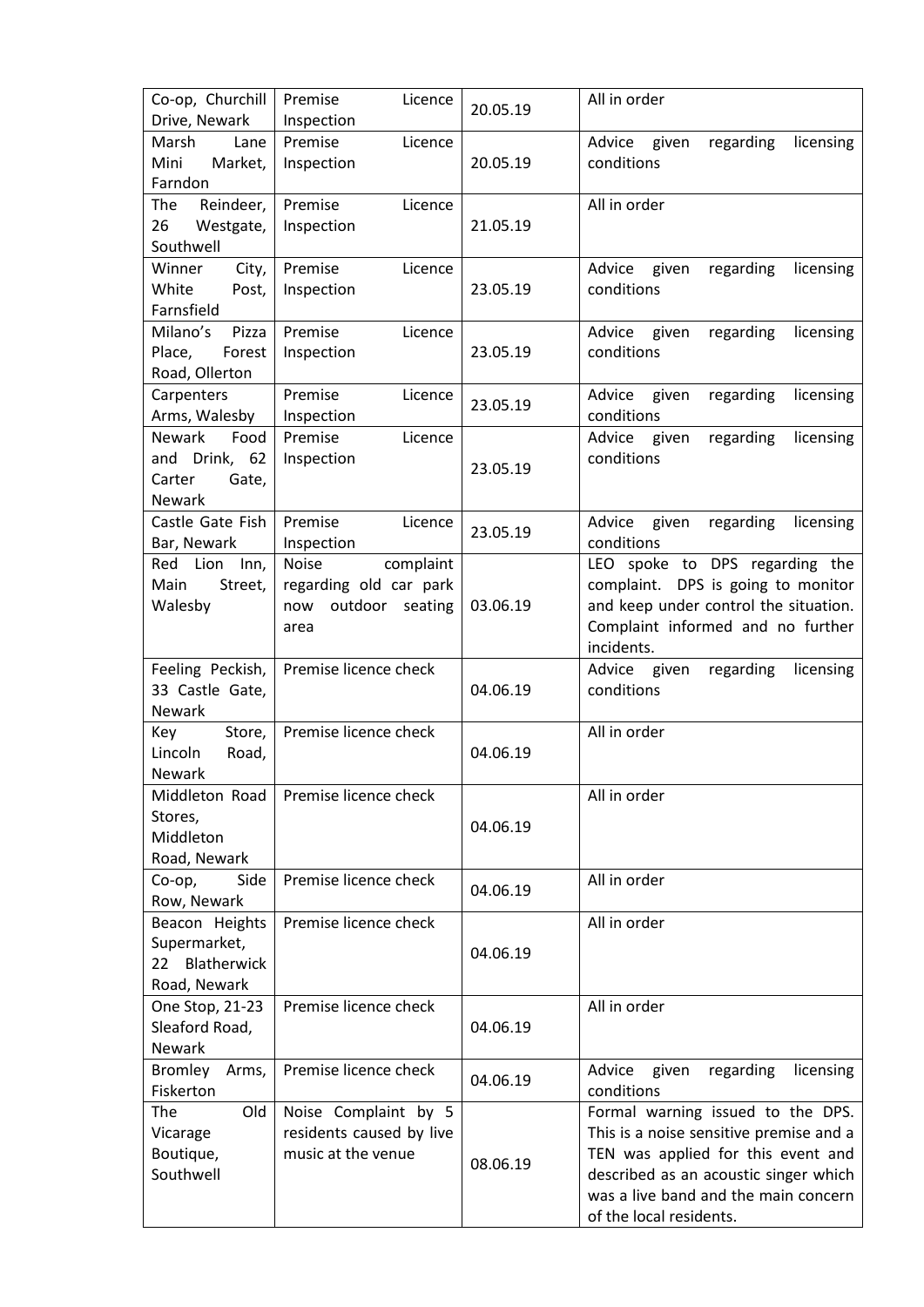| Co-op, Churchill Drive, Newark | Premise Licence Inspection | 20.05.19 | All in order |
|---|---|---|---|
| Marsh Lane Mini Market, Farndon | Premise Licence Inspection | 20.05.19 | Advice given regarding licensing conditions |
| The Reindeer, 26 Westgate, Southwell | Premise Licence Inspection | 21.05.19 | All in order |
| Winner City, White Post, Farnsfield | Premise Licence Inspection | 23.05.19 | Advice given regarding licensing conditions |
| Milano's Pizza Place, Forest Road, Ollerton | Premise Licence Inspection | 23.05.19 | Advice given regarding licensing conditions |
| Carpenters Arms, Walesby | Premise Licence Inspection | 23.05.19 | Advice given regarding licensing conditions |
| Newark Food and Drink, 62 Carter Gate, Newark | Premise Licence Inspection | 23.05.19 | Advice given regarding licensing conditions |
| Castle Gate Fish Bar, Newark | Premise Licence Inspection | 23.05.19 | Advice given regarding licensing conditions |
| Red Lion Inn, Main Street, Walesby | Noise complaint regarding old car park now outdoor seating area | 03.06.19 | LEO spoke to DPS regarding the complaint. DPS is going to monitor and keep under control the situation. Complaint informed and no further incidents. |
| Feeling Peckish, 33 Castle Gate, Newark | Premise licence check | 04.06.19 | Advice given regarding licensing conditions |
| Key Store, Lincoln Road, Newark | Premise licence check | 04.06.19 | All in order |
| Middleton Road Stores, Middleton Road, Newark | Premise licence check | 04.06.19 | All in order |
| Co-op, Side Row, Newark | Premise licence check | 04.06.19 | All in order |
| Beacon Heights Supermarket, 22 Blatherwick Road, Newark | Premise licence check | 04.06.19 | All in order |
| One Stop, 21-23 Sleaford Road, Newark | Premise licence check | 04.06.19 | All in order |
| Bromley Arms, Fiskerton | Premise licence check | 04.06.19 | Advice given regarding licensing conditions |
| The Old Vicarage Boutique, Southwell | Noise Complaint by 5 residents caused by live music at the venue | 08.06.19 | Formal warning issued to the DPS. This is a noise sensitive premise and a TEN was applied for this event and described as an acoustic singer which was a live band and the main concern of the local residents. |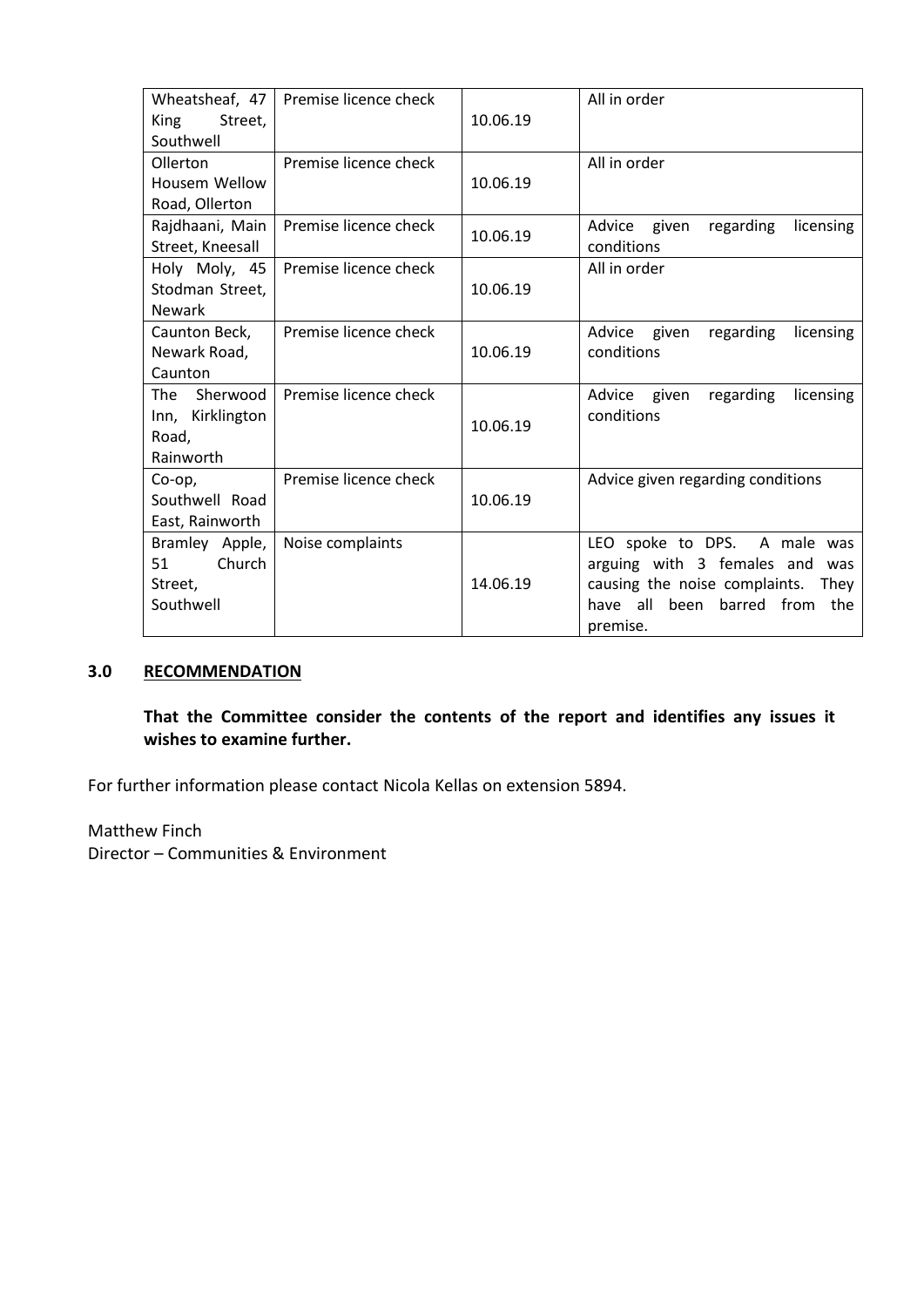| | | | |
|---|---|---|---|
| Wheatsheaf, 47 King Street, Southwell | Premise licence check | 10.06.19 | All in order |
| Ollerton Housem Wellow Road, Ollerton | Premise licence check | 10.06.19 | All in order |
| Rajdhaani, Main Street, Kneesall | Premise licence check | 10.06.19 | Advice given regarding licensing conditions |
| Holy Moly, 45 Stodman Street, Newark | Premise licence check | 10.06.19 | All in order |
| Caunton Beck, Newark Road, Caunton | Premise licence check | 10.06.19 | Advice given regarding licensing conditions |
| The Sherwood Inn, Kirklington Road, Rainworth | Premise licence check | 10.06.19 | Advice given regarding licensing conditions |
| Co-op, Southwell Road East, Rainworth | Premise licence check | 10.06.19 | Advice given regarding conditions |
| Bramley Apple, 51 Church Street, Southwell | Noise complaints | 14.06.19 | LEO spoke to DPS. A male was arguing with 3 females and was causing the noise complaints. They have all been barred from the premise. |

## 3.0 RECOMMENDATION

**That the Committee consider the contents of the report and identifies any issues it wishes to examine further.**

For further information please contact Nicola Kellas on extension 5894.

Matthew Finch
Director – Communities & Environment